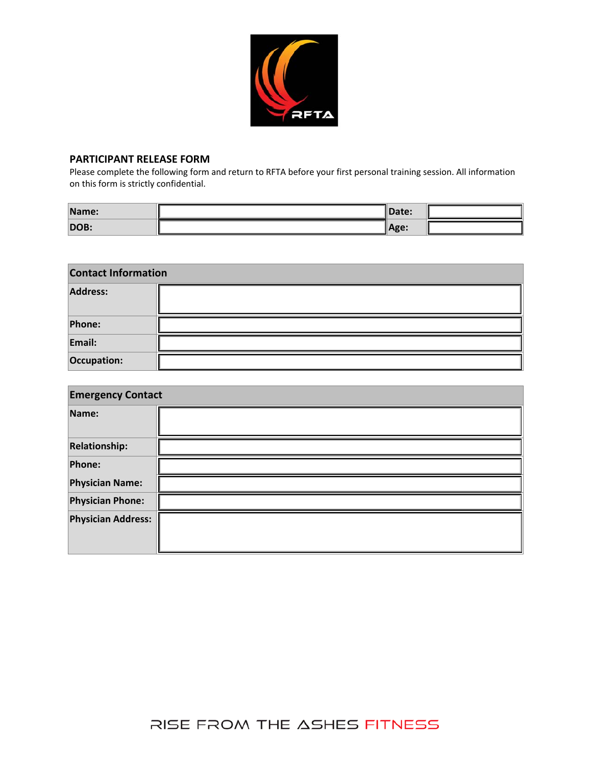## PARTICIPANT RELEASE FORM

Please complete the following form and return to RFTA before your first personal training session. All information on this form is strictly confidential.

| Name: | | Date: | |
|---|---|---|---|
| DOB: | | Age: | |

| Contact Information | |
|---|---|
| Address: | |
| Phone: | |
| Email: | |
| Occupation: | |

| Emergency Contact | |
|---|---|
| Name: | |
| Relationship: | |
| Phone: | |
| Physician Name: | |
| Physician Phone: | |
| Physician Address: | |

RISE FROM THE ASHES FITNESS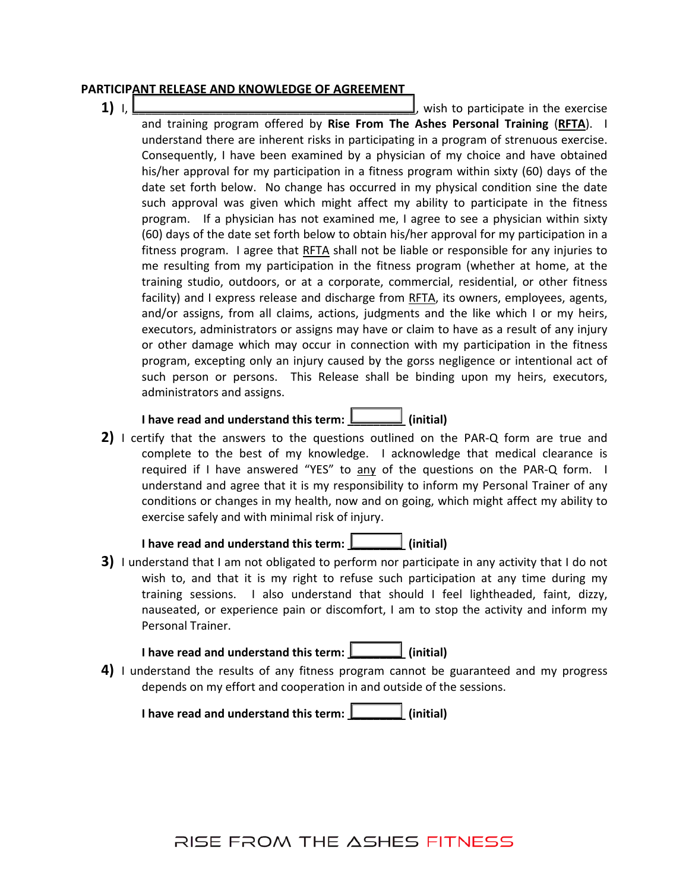**PARTICIPANT RELEASE AND KNOWLEDGE OF AGREEMENT**

1) I, ____________________________________________, wish to participate in the exercise and training program offered by **Rise From The Ashes Personal Training** (**RFTA**). I understand there are inherent risks in participating in a program of strenuous exercise. Consequently, I have been examined by a physician of my choice and have obtained his/her approval for my participation in a fitness program within sixty (60) days of the date set forth below. No change has occurred in my physical condition sine the date such approval was given which might affect my ability to participate in the fitness program. If a physician has not examined me, I agree to see a physician within sixty (60) days of the date set forth below to obtain his/her approval for my participation in a fitness program. I agree that RFTA shall not be liable or responsible for any injuries to me resulting from my participation in the fitness program (whether at home, at the training studio, outdoors, or at a corporate, commercial, residential, or other fitness facility) and I express release and discharge from RFTA, its owners, employees, agents, and/or assigns, from all claims, actions, judgments and the like which I or my heirs, executors, administrators or assigns may have or claim to have as a result of any injury or other damage which may occur in connection with my participation in the fitness program, excepting only an injury caused by the gorss negligence or intentional act of such person or persons. This Release shall be binding upon my heirs, executors, administrators and assigns.

   **I have read and understand this term: ________ (initial)**

2) I certify that the answers to the questions outlined on the PAR-Q form are true and complete to the best of my knowledge. I acknowledge that medical clearance is required if I have answered "YES" to any of the questions on the PAR-Q form. I understand and agree that it is my responsibility to inform my Personal Trainer of any conditions or changes in my health, now and on going, which might affect my ability to exercise safely and with minimal risk of injury.

   **I have read and understand this term: ________ (initial)**

3) I understand that I am not obligated to perform nor participate in any activity that I do not wish to, and that it is my right to refuse such participation at any time during my training sessions. I also understand that should I feel lightheaded, faint, dizzy, nauseated, or experience pain or discomfort, I am to stop the activity and inform my Personal Trainer.

   **I have read and understand this term: ________ (initial)**

4) I understand the results of any fitness program cannot be guaranteed and my progress depends on my effort and cooperation in and outside of the sessions.

   **I have read and understand this term: ________ (initial)**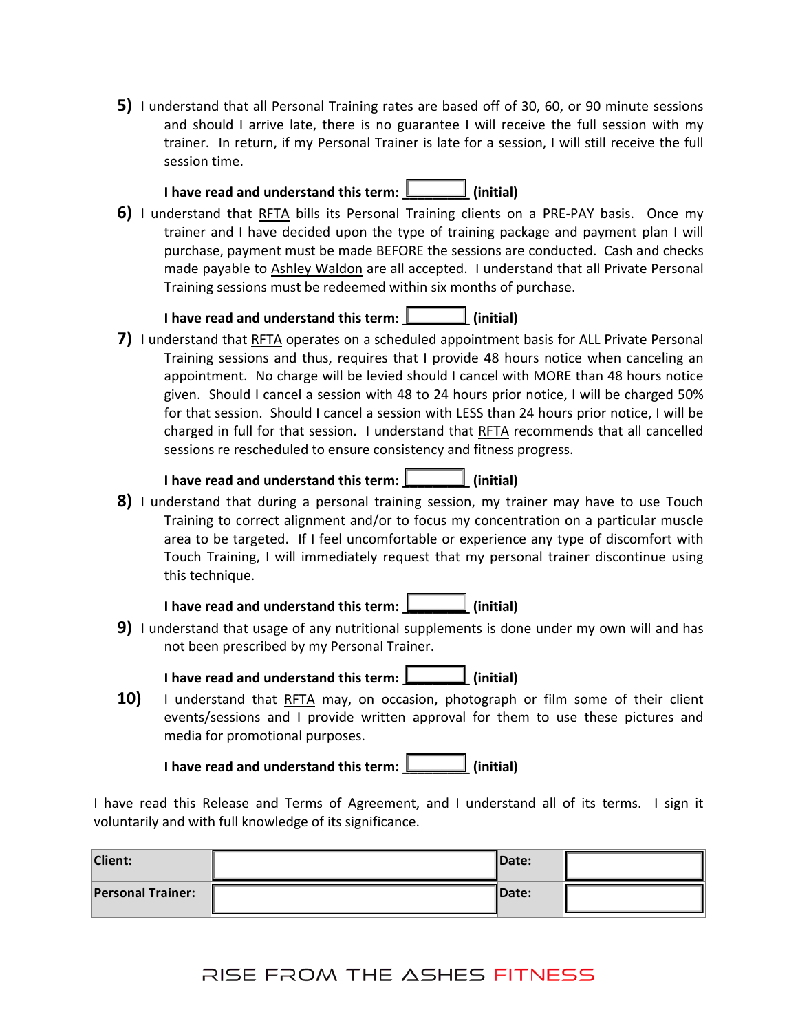**5)** I understand that all Personal Training rates are based off of 30, 60, or 90 minute sessions and should I arrive late, there is no guarantee I will receive the full session with my trainer. In return, if my Personal Trainer is late for a session, I will still receive the full session time.

**I have read and understand this term: ________ (initial)**

**6)** I understand that RFTA bills its Personal Training clients on a PRE-PAY basis. Once my trainer and I have decided upon the type of training package and payment plan I will purchase, payment must be made BEFORE the sessions are conducted. Cash and checks made payable to Ashley Waldon are all accepted. I understand that all Private Personal Training sessions must be redeemed within six months of purchase.

**I have read and understand this term: ________ (initial)**

**7)** I understand that RFTA operates on a scheduled appointment basis for ALL Private Personal Training sessions and thus, requires that I provide 48 hours notice when canceling an appointment. No charge will be levied should I cancel with MORE than 48 hours notice given. Should I cancel a session with 48 to 24 hours prior notice, I will be charged 50% for that session. Should I cancel a session with LESS than 24 hours prior notice, I will be charged in full for that session. I understand that RFTA recommends that all cancelled sessions re rescheduled to ensure consistency and fitness progress.

**I have read and understand this term: ________ (initial)**

**8)** I understand that during a personal training session, my trainer may have to use Touch Training to correct alignment and/or to focus my concentration on a particular muscle area to be targeted. If I feel uncomfortable or experience any type of discomfort with Touch Training, I will immediately request that my personal trainer discontinue using this technique.

**I have read and understand this term: ________ (initial)**

**9)** I understand that usage of any nutritional supplements is done under my own will and has not been prescribed by my Personal Trainer.

**I have read and understand this term: ________ (initial)**

**10)** I understand that RFTA may, on occasion, photograph or film some of their client events/sessions and I provide written approval for them to use these pictures and media for promotional purposes.

**I have read and understand this term: ________ (initial)**

I have read this Release and Terms of Agreement, and I understand all of its terms. I sign it voluntarily and with full knowledge of its significance.

| **Client:** | | **Date:** | |
|---|---|---|---|
| **Personal Trainer:** | | **Date:** | |

RISE FROM THE ASHES FITNESS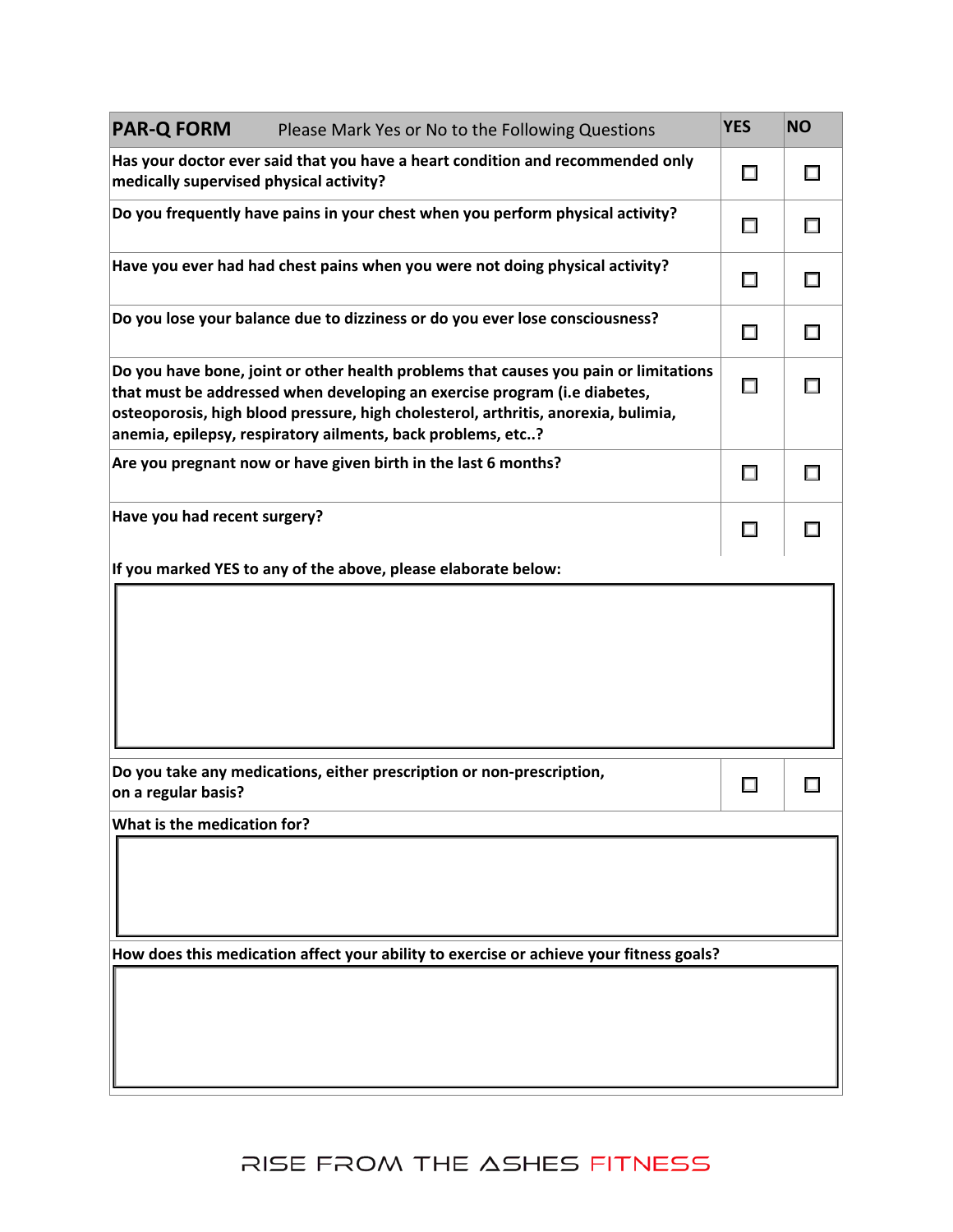| PAR-Q FORM Please Mark Yes or No to the Following Questions | YES | NO |
| --- | --- | --- |
| **Has your doctor ever said that you have a heart condition and recommended only medically supervised physical activity?** | ☐ | ☐ |
| **Do you frequently have pains in your chest when you perform physical activity?** | ☐ | ☐ |
| **Have you ever had had chest pains when you were not doing physical activity?** | ☐ | ☐ |
| **Do you lose your balance due to dizziness or do you ever lose consciousness?** | ☐ | ☐ |
| **Do you have bone, joint or other health problems that causes you pain or limitations that must be addressed when developing an exercise program (i.e diabetes, osteoporosis, high blood pressure, high cholesterol, arthritis, anorexia, bulimia, anemia, epilepsy, respiratory ailments, back problems, etc..?** | ☐ | ☐ |
| **Are you pregnant now or have given birth in the last 6 months?** | ☐ | ☐ |
| **Have you had recent surgery?** | ☐ | ☐ |

**If you marked YES to any of the above, please elaborate below:**

| | | |
| --- | --- | --- |
| **Do you take any medications, either prescription or non-prescription, on a regular basis?** | ☐ | ☐ |

**What is the medication for?**

**How does this medication affect your ability to exercise or achieve your fitness goals?**

RISE FROM THE ASHES FITNESS